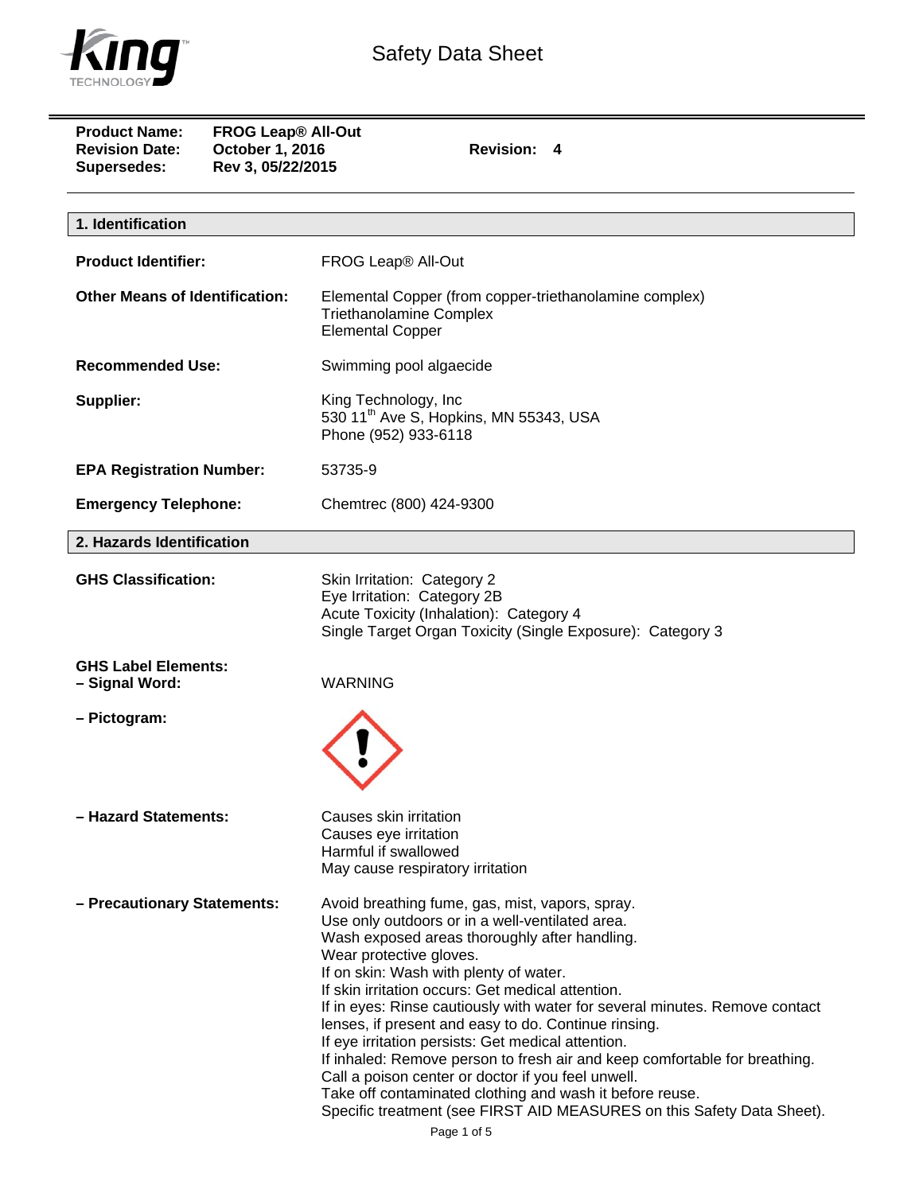# Safety Data Sheet

**Product Name:** FROG Leap® All-Out
**Revision Date:** October 1, 2016 **Revision: 4**
**Supersedes:** Rev 3, 05/22/2015

## 1. Identification

**Product Identifier:** FROG Leap® All-Out

**Other Means of Identification:** Elemental Copper (from copper-triethanolamine complex)
Triethanolamine Complex
Elemental Copper

**Recommended Use:** Swimming pool algaecide

**Supplier:** King Technology, Inc
530 11th Ave S, Hopkins, MN 55343, USA
Phone (952) 933-6118

**EPA Registration Number:** 53735-9

**Emergency Telephone:** Chemtrec (800) 424-9300

## 2. Hazards Identification

**GHS Classification:**
Skin Irritation: Category 2
Eye Irritation: Category 2B
Acute Toxicity (Inhalation): Category 4
Single Target Organ Toxicity (Single Exposure): Category 3

**GHS Label Elements:**

**– Signal Word:** WARNING

**– Pictogram:**

**– Hazard Statements:**
Causes skin irritation
Causes eye irritation
Harmful if swallowed
May cause respiratory irritation

**– Precautionary Statements:**
Avoid breathing fume, gas, mist, vapors, spray.
Use only outdoors or in a well-ventilated area.
Wash exposed areas thoroughly after handling.
Wear protective gloves.
If on skin: Wash with plenty of water.
If skin irritation occurs: Get medical attention.
If in eyes: Rinse cautiously with water for several minutes. Remove contact lenses, if present and easy to do. Continue rinsing.
If eye irritation persists: Get medical attention.
If inhaled: Remove person to fresh air and keep comfortable for breathing.
Call a poison center or doctor if you feel unwell.
Take off contaminated clothing and wash it before reuse.
Specific treatment (see FIRST AID MEASURES on this Safety Data Sheet).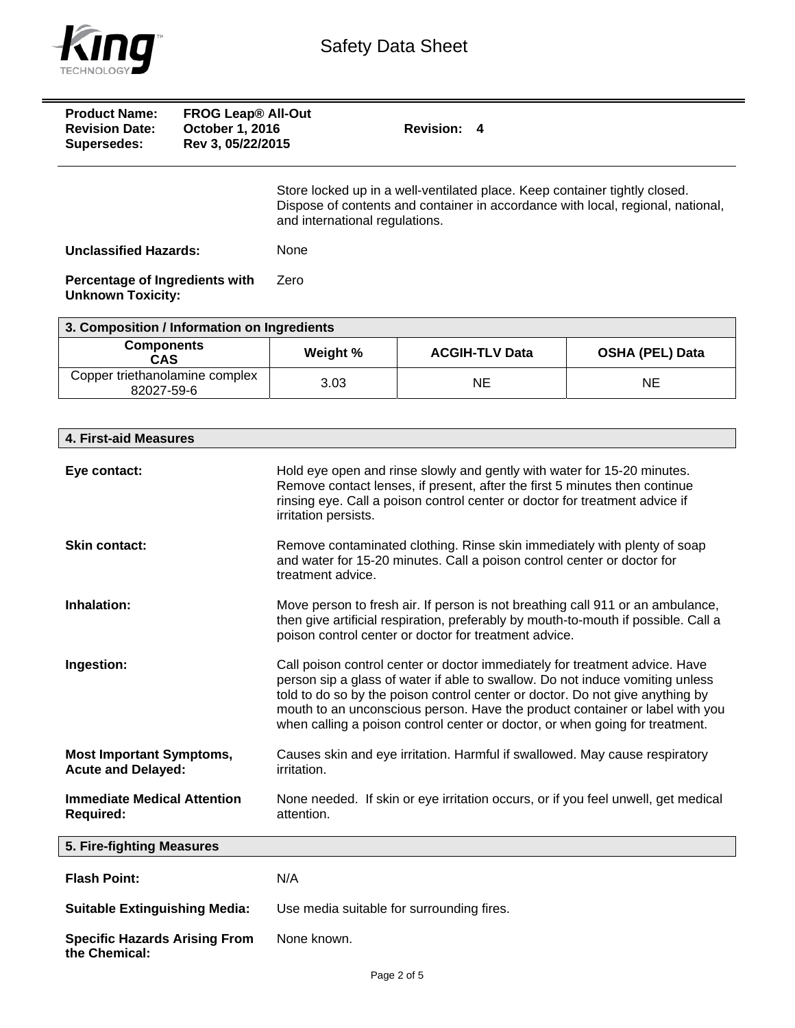Store locked up in a well-ventilated place. Keep container tightly closed. Dispose of contents and container in accordance with local, regional, national, and international regulations.

**Unclassified Hazards:** None

**Percentage of Ingredients with Unknown Toxicity:** Zero

## 3. Composition / Information on Ingredients

| Components CAS | Weight % | ACGIH-TLV Data | OSHA (PEL) Data |
|---|---|---|---|
| Copper triethanolamine complex 82027-59-6 | 3.03 | NE | NE |

## 4. First-aid Measures

**Eye contact:** Hold eye open and rinse slowly and gently with water for 15-20 minutes. Remove contact lenses, if present, after the first 5 minutes then continue rinsing eye. Call a poison control center or doctor for treatment advice if irritation persists.

**Skin contact:** Remove contaminated clothing. Rinse skin immediately with plenty of soap and water for 15-20 minutes. Call a poison control center or doctor for treatment advice.

**Inhalation:** Move person to fresh air. If person is not breathing call 911 or an ambulance, then give artificial respiration, preferably by mouth-to-mouth if possible. Call a poison control center or doctor for treatment advice.

**Ingestion:** Call poison control center or doctor immediately for treatment advice. Have person sip a glass of water if able to swallow. Do not induce vomiting unless told to do so by the poison control center or doctor. Do not give anything by mouth to an unconscious person. Have the product container or label with you when calling a poison control center or doctor, or when going for treatment.

**Most Important Symptoms, Acute and Delayed:** Causes skin and eye irritation. Harmful if swallowed. May cause respiratory irritation.

**Immediate Medical Attention Required:** None needed. If skin or eye irritation occurs, or if you feel unwell, get medical attention.

## 5. Fire-fighting Measures

**Flash Point:** N/A

**Suitable Extinguishing Media:** Use media suitable for surrounding fires.

**Specific Hazards Arising From the Chemical:** None known.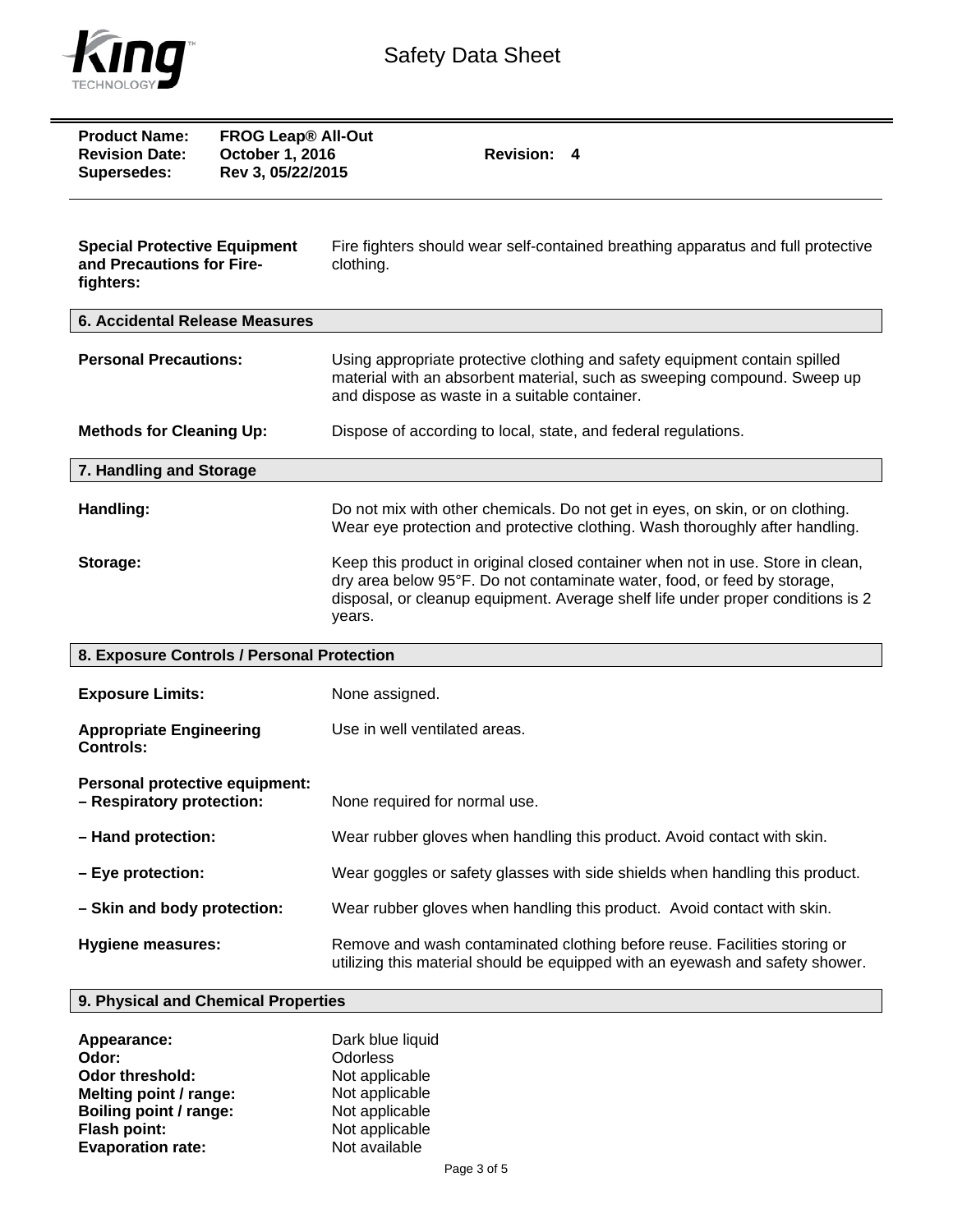**Product Name:** FROG Leap® All-Out
**Revision Date:** October 1, 2016 **Revision:** 4
**Supersedes:** Rev 3, 05/22/2015

**Special Protective Equipment and Precautions for Fire-fighters:** Fire fighters should wear self-contained breathing apparatus and full protective clothing.

## 6. Accidental Release Measures

**Personal Precautions:** Using appropriate protective clothing and safety equipment contain spilled material with an absorbent material, such as sweeping compound. Sweep up and dispose as waste in a suitable container.

**Methods for Cleaning Up:** Dispose of according to local, state, and federal regulations.

## 7. Handling and Storage

**Handling:** Do not mix with other chemicals. Do not get in eyes, on skin, or on clothing. Wear eye protection and protective clothing. Wash thoroughly after handling.

**Storage:** Keep this product in original closed container when not in use. Store in clean, dry area below 95°F. Do not contaminate water, food, or feed by storage, disposal, or cleanup equipment. Average shelf life under proper conditions is 2 years.

## 8. Exposure Controls / Personal Protection

**Exposure Limits:** None assigned.

**Appropriate Engineering Controls:** Use in well ventilated areas.

**Personal protective equipment:**

**– Respiratory protection:** None required for normal use.

**– Hand protection:** Wear rubber gloves when handling this product. Avoid contact with skin.

**– Eye protection:** Wear goggles or safety glasses with side shields when handling this product.

**– Skin and body protection:** Wear rubber gloves when handling this product. Avoid contact with skin.

**Hygiene measures:** Remove and wash contaminated clothing before reuse. Facilities storing or utilizing this material should be equipped with an eyewash and safety shower.

## 9. Physical and Chemical Properties

**Appearance:** Dark blue liquid
**Odor:** Odorless
**Odor threshold:** Not applicable
**Melting point / range:** Not applicable
**Boiling point / range:** Not applicable
**Flash point:** Not applicable
**Evaporation rate:** Not available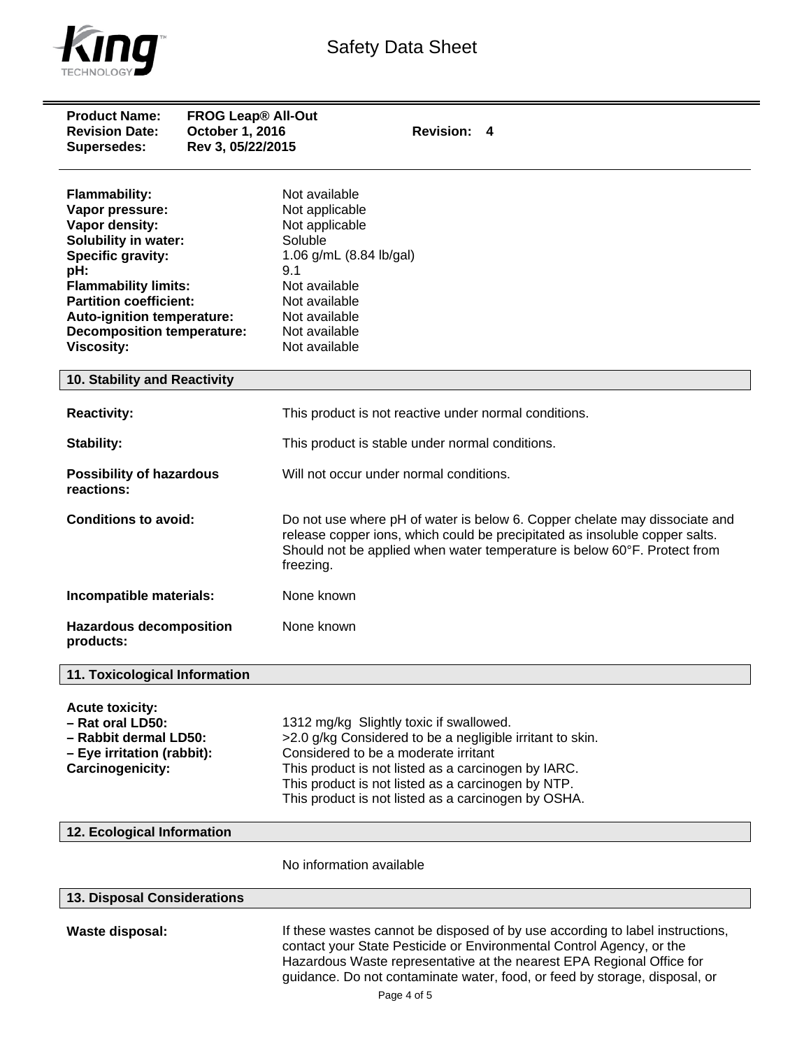**Product Name:** FROG Leap® All-Out
**Revision Date:** October 1, 2016 **Revision:** 4
**Supersedes:** Rev 3, 05/22/2015

| | |
|---|---|
| **Flammability:** | Not available |
| **Vapor pressure:** | Not applicable |
| **Vapor density:** | Not applicable |
| **Solubility in water:** | Soluble |
| **Specific gravity:** | 1.06 g/mL (8.84 lb/gal) |
| **pH:** | 9.1 |
| **Flammability limits:** | Not available |
| **Partition coefficient:** | Not available |
| **Auto-ignition temperature:** | Not available |
| **Decomposition temperature:** | Not available |
| **Viscosity:** | Not available |

## 10. Stability and Reactivity

**Reactivity:** This product is not reactive under normal conditions.

**Stability:** This product is stable under normal conditions.

**Possibility of hazardous reactions:** Will not occur under normal conditions.

**Conditions to avoid:** Do not use where pH of water is below 6. Copper chelate may dissociate and release copper ions, which could be precipitated as insoluble copper salts. Should not be applied when water temperature is below 60°F. Protect from freezing.

**Incompatible materials:** None known

**Hazardous decomposition products:** None known

## 11. Toxicological Information

**Acute toxicity:**

**– Rat oral LD50:** 1312 mg/kg Slightly toxic if swallowed.

**– Rabbit dermal LD50:** >2.0 g/kg Considered to be a negligible irritant to skin.

**– Eye irritation (rabbit):** Considered to be a moderate irritant

**Carcinogenicity:** This product is not listed as a carcinogen by IARC.
This product is not listed as a carcinogen by NTP.
This product is not listed as a carcinogen by OSHA.

## 12. Ecological Information

No information available

## 13. Disposal Considerations

**Waste disposal:** If these wastes cannot be disposed of by use according to label instructions, contact your State Pesticide or Environmental Control Agency, or the Hazardous Waste representative at the nearest EPA Regional Office for guidance. Do not contaminate water, food, or feed by storage, disposal, or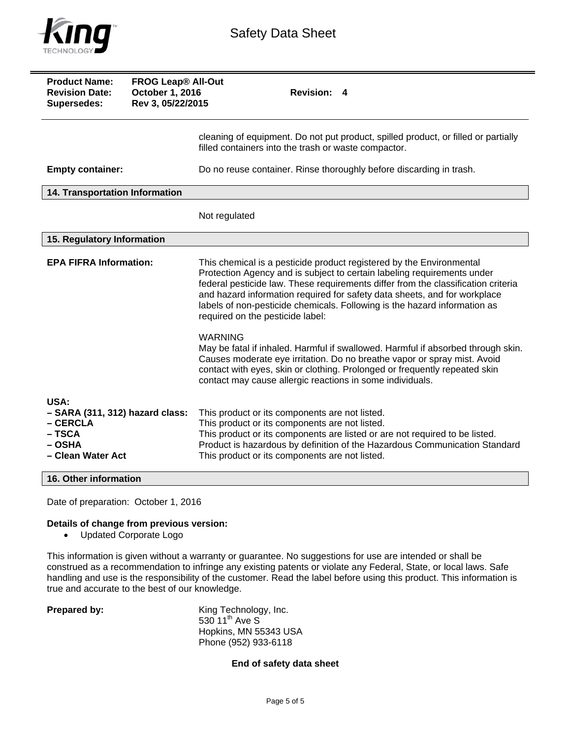cleaning of equipment. Do not put product, spilled product, or filled or partially filled containers into the trash or waste compactor.

**Empty container:** Do no reuse container. Rinse thoroughly before discarding in trash.

## 14. Transportation Information

Not regulated

## 15. Regulatory Information

**EPA FIFRA Information:** This chemical is a pesticide product registered by the Environmental Protection Agency and is subject to certain labeling requirements under federal pesticide law. These requirements differ from the classification criteria and hazard information required for safety data sheets, and for workplace labels of non-pesticide chemicals. Following is the hazard information as required on the pesticide label:

WARNING
May be fatal if inhaled. Harmful if swallowed. Harmful if absorbed through skin. Causes moderate eye irritation. Do no breathe vapor or spray mist. Avoid contact with eyes, skin or clothing. Prolonged or frequently repeated skin contact may cause allergic reactions in some individuals.

**USA:**

| | |
|---|---|
| **– SARA (311, 312) hazard class:** | This product or its components are not listed. |
| **– CERCLA** | This product or its components are not listed. |
| **– TSCA** | This product or its components are listed or are not required to be listed. |
| **– OSHA** | Product is hazardous by definition of the Hazardous Communication Standard |
| **– Clean Water Act** | This product or its components are not listed. |

## 16. Other information

Date of preparation: October 1, 2016

**Details of change from previous version:**

- Updated Corporate Logo

This information is given without a warranty or guarantee. No suggestions for use are intended or shall be construed as a recommendation to infringe any existing patents or violate any Federal, State, or local laws. Safe handling and use is the responsibility of the customer. Read the label before using this product. This information is true and accurate to the best of our knowledge.

**Prepared by:**

King Technology, Inc.
530 11th Ave S
Hopkins, MN 55343 USA
Phone (952) 933-6118

**End of safety data sheet**